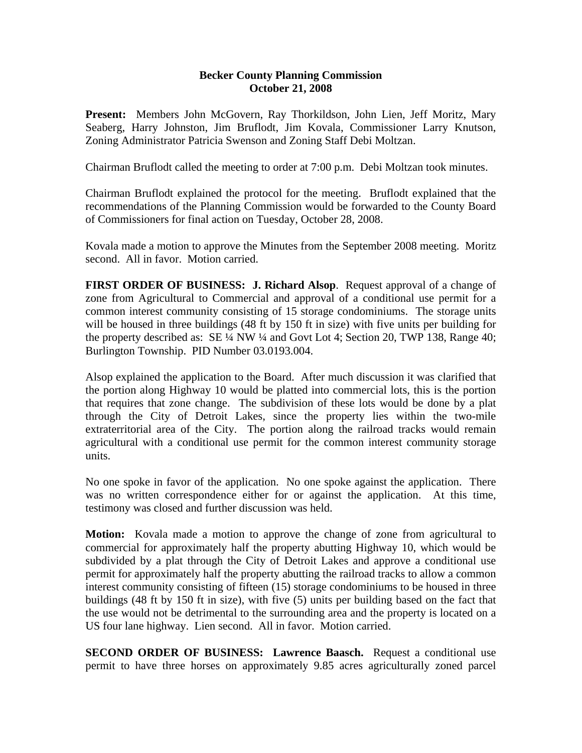**Becker County Planning Commission**
**October 21, 2008**

**Present:** Members John McGovern, Ray Thorkildson, John Lien, Jeff Moritz, Mary Seaberg, Harry Johnston, Jim Bruflodt, Jim Kovala, Commissioner Larry Knutson, Zoning Administrator Patricia Swenson and Zoning Staff Debi Moltzan.

Chairman Bruflodt called the meeting to order at 7:00 p.m. Debi Moltzan took minutes.

Chairman Bruflodt explained the protocol for the meeting. Bruflodt explained that the recommendations of the Planning Commission would be forwarded to the County Board of Commissioners for final action on Tuesday, October 28, 2008.

Kovala made a motion to approve the Minutes from the September 2008 meeting. Moritz second. All in favor. Motion carried.

**FIRST ORDER OF BUSINESS: J. Richard Alsop**. Request approval of a change of zone from Agricultural to Commercial and approval of a conditional use permit for a common interest community consisting of 15 storage condominiums. The storage units will be housed in three buildings (48 ft by 150 ft in size) with five units per building for the property described as: SE ¼ NW ¼ and Govt Lot 4; Section 20, TWP 138, Range 40; Burlington Township. PID Number 03.0193.004.

Alsop explained the application to the Board. After much discussion it was clarified that the portion along Highway 10 would be platted into commercial lots, this is the portion that requires that zone change. The subdivision of these lots would be done by a plat through the City of Detroit Lakes, since the property lies within the two-mile extraterritorial area of the City. The portion along the railroad tracks would remain agricultural with a conditional use permit for the common interest community storage units.

No one spoke in favor of the application. No one spoke against the application. There was no written correspondence either for or against the application. At this time, testimony was closed and further discussion was held.

**Motion:** Kovala made a motion to approve the change of zone from agricultural to commercial for approximately half the property abutting Highway 10, which would be subdivided by a plat through the City of Detroit Lakes and approve a conditional use permit for approximately half the property abutting the railroad tracks to allow a common interest community consisting of fifteen (15) storage condominiums to be housed in three buildings (48 ft by 150 ft in size), with five (5) units per building based on the fact that the use would not be detrimental to the surrounding area and the property is located on a US four lane highway. Lien second. All in favor. Motion carried.

**SECOND ORDER OF BUSINESS: Lawrence Baasch.** Request a conditional use permit to have three horses on approximately 9.85 acres agriculturally zoned parcel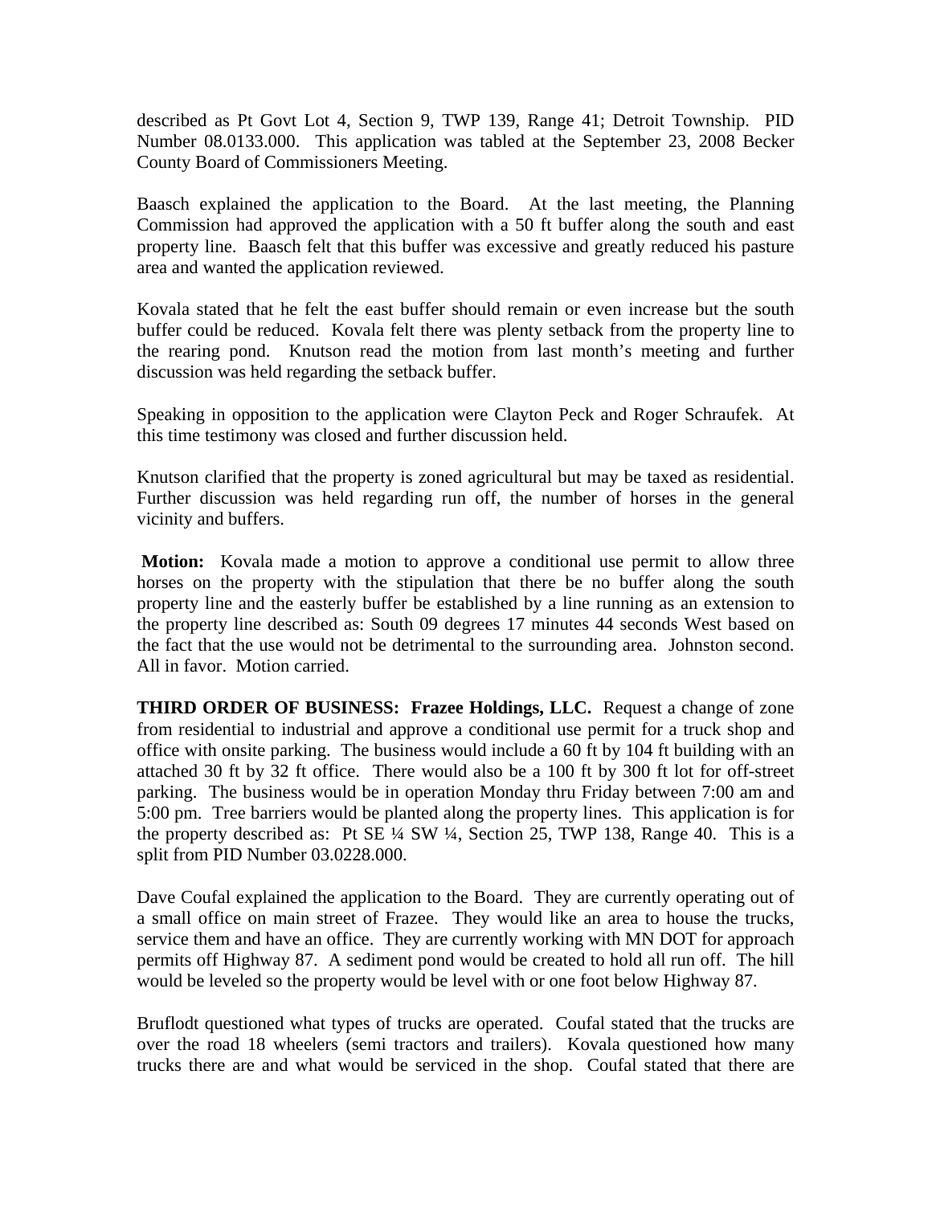described as Pt Govt Lot 4, Section 9, TWP 139, Range 41; Detroit Township. PID Number 08.0133.000. This application was tabled at the September 23, 2008 Becker County Board of Commissioners Meeting.

Baasch explained the application to the Board. At the last meeting, the Planning Commission had approved the application with a 50 ft buffer along the south and east property line. Baasch felt that this buffer was excessive and greatly reduced his pasture area and wanted the application reviewed.

Kovala stated that he felt the east buffer should remain or even increase but the south buffer could be reduced. Kovala felt there was plenty setback from the property line to the rearing pond. Knutson read the motion from last month's meeting and further discussion was held regarding the setback buffer.

Speaking in opposition to the application were Clayton Peck and Roger Schraufek. At this time testimony was closed and further discussion held.

Knutson clarified that the property is zoned agricultural but may be taxed as residential. Further discussion was held regarding run off, the number of horses in the general vicinity and buffers.

**Motion:** Kovala made a motion to approve a conditional use permit to allow three horses on the property with the stipulation that there be no buffer along the south property line and the easterly buffer be established by a line running as an extension to the property line described as: South 09 degrees 17 minutes 44 seconds West based on the fact that the use would not be detrimental to the surrounding area. Johnston second. All in favor. Motion carried.

**THIRD ORDER OF BUSINESS: Frazee Holdings, LLC.** Request a change of zone from residential to industrial and approve a conditional use permit for a truck shop and office with onsite parking. The business would include a 60 ft by 104 ft building with an attached 30 ft by 32 ft office. There would also be a 100 ft by 300 ft lot for off-street parking. The business would be in operation Monday thru Friday between 7:00 am and 5:00 pm. Tree barriers would be planted along the property lines. This application is for the property described as: Pt SE ¼ SW ¼, Section 25, TWP 138, Range 40. This is a split from PID Number 03.0228.000.

Dave Coufal explained the application to the Board. They are currently operating out of a small office on main street of Frazee. They would like an area to house the trucks, service them and have an office. They are currently working with MN DOT for approach permits off Highway 87. A sediment pond would be created to hold all run off. The hill would be leveled so the property would be level with or one foot below Highway 87.

Bruflodt questioned what types of trucks are operated. Coufal stated that the trucks are over the road 18 wheelers (semi tractors and trailers). Kovala questioned how many trucks there are and what would be serviced in the shop. Coufal stated that there are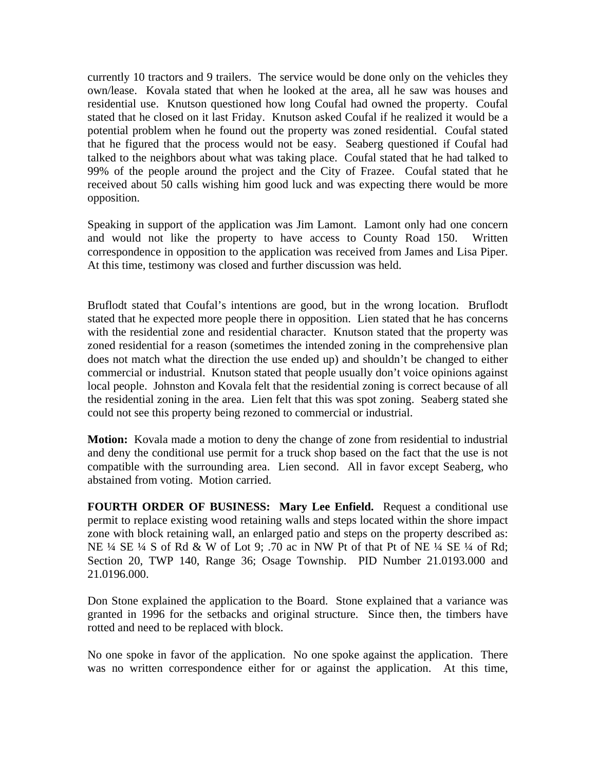currently 10 tractors and 9 trailers. The service would be done only on the vehicles they own/lease. Kovala stated that when he looked at the area, all he saw was houses and residential use. Knutson questioned how long Coufal had owned the property. Coufal stated that he closed on it last Friday. Knutson asked Coufal if he realized it would be a potential problem when he found out the property was zoned residential. Coufal stated that he figured that the process would not be easy. Seaberg questioned if Coufal had talked to the neighbors about what was taking place. Coufal stated that he had talked to 99% of the people around the project and the City of Frazee. Coufal stated that he received about 50 calls wishing him good luck and was expecting there would be more opposition.

Speaking in support of the application was Jim Lamont. Lamont only had one concern and would not like the property to have access to County Road 150. Written correspondence in opposition to the application was received from James and Lisa Piper. At this time, testimony was closed and further discussion was held.

Bruflodt stated that Coufal's intentions are good, but in the wrong location. Bruflodt stated that he expected more people there in opposition. Lien stated that he has concerns with the residential zone and residential character. Knutson stated that the property was zoned residential for a reason (sometimes the intended zoning in the comprehensive plan does not match what the direction the use ended up) and shouldn't be changed to either commercial or industrial. Knutson stated that people usually don't voice opinions against local people. Johnston and Kovala felt that the residential zoning is correct because of all the residential zoning in the area. Lien felt that this was spot zoning. Seaberg stated she could not see this property being rezoned to commercial or industrial.

**Motion:** Kovala made a motion to deny the change of zone from residential to industrial and deny the conditional use permit for a truck shop based on the fact that the use is not compatible with the surrounding area. Lien second. All in favor except Seaberg, who abstained from voting. Motion carried.

**FOURTH ORDER OF BUSINESS: Mary Lee Enfield.** Request a conditional use permit to replace existing wood retaining walls and steps located within the shore impact zone with block retaining wall, an enlarged patio and steps on the property described as: NE ¼ SE ¼ S of Rd & W of Lot 9; .70 ac in NW Pt of that Pt of NE ¼ SE ¼ of Rd; Section 20, TWP 140, Range 36; Osage Township. PID Number 21.0193.000 and 21.0196.000.

Don Stone explained the application to the Board. Stone explained that a variance was granted in 1996 for the setbacks and original structure. Since then, the timbers have rotted and need to be replaced with block.

No one spoke in favor of the application. No one spoke against the application. There was no written correspondence either for or against the application. At this time,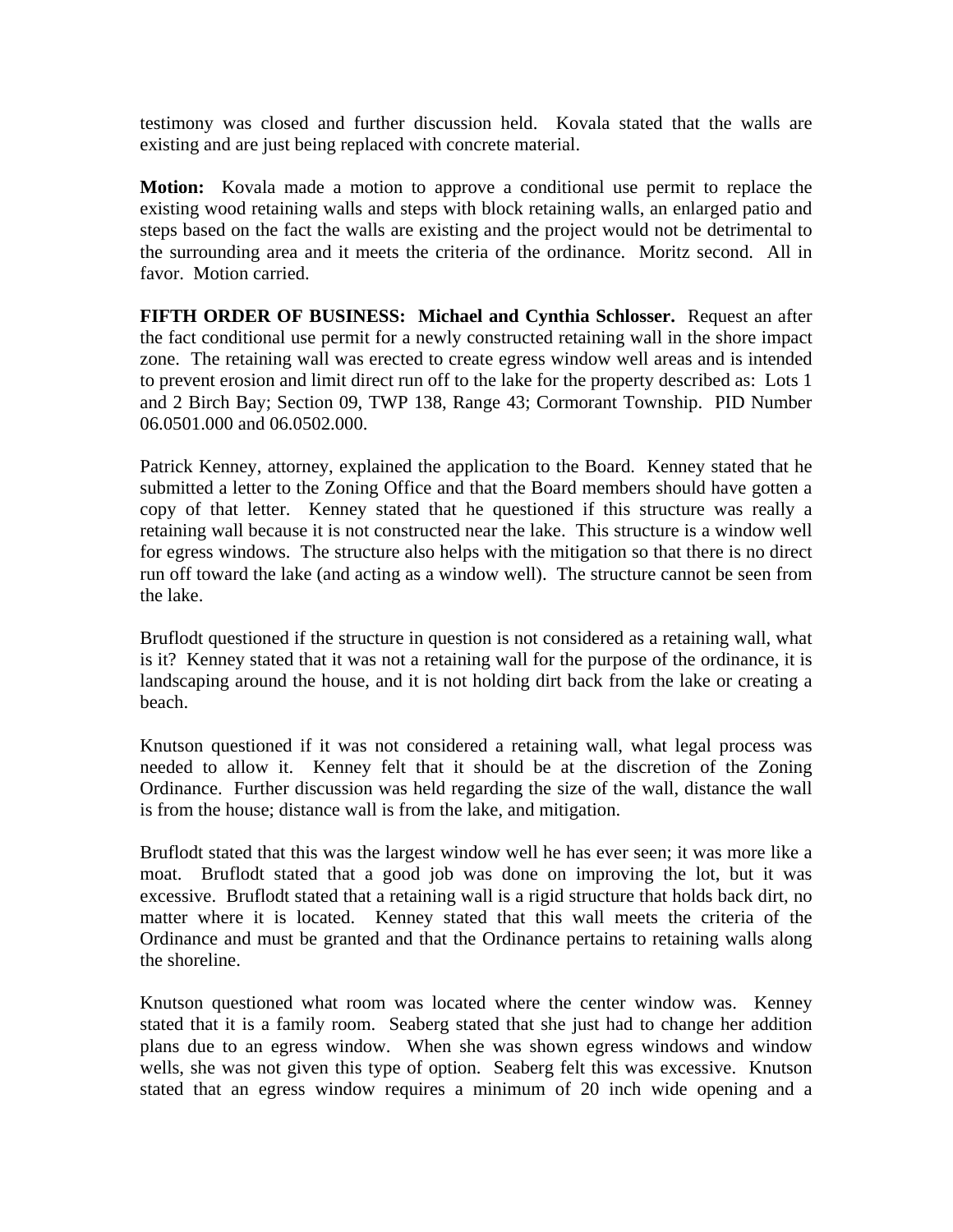testimony was closed and further discussion held. Kovala stated that the walls are existing and are just being replaced with concrete material.

**Motion:** Kovala made a motion to approve a conditional use permit to replace the existing wood retaining walls and steps with block retaining walls, an enlarged patio and steps based on the fact the walls are existing and the project would not be detrimental to the surrounding area and it meets the criteria of the ordinance. Moritz second. All in favor. Motion carried.

**FIFTH ORDER OF BUSINESS: Michael and Cynthia Schlosser.** Request an after the fact conditional use permit for a newly constructed retaining wall in the shore impact zone. The retaining wall was erected to create egress window well areas and is intended to prevent erosion and limit direct run off to the lake for the property described as: Lots 1 and 2 Birch Bay; Section 09, TWP 138, Range 43; Cormorant Township. PID Number 06.0501.000 and 06.0502.000.

Patrick Kenney, attorney, explained the application to the Board. Kenney stated that he submitted a letter to the Zoning Office and that the Board members should have gotten a copy of that letter. Kenney stated that he questioned if this structure was really a retaining wall because it is not constructed near the lake. This structure is a window well for egress windows. The structure also helps with the mitigation so that there is no direct run off toward the lake (and acting as a window well). The structure cannot be seen from the lake.

Bruflodt questioned if the structure in question is not considered as a retaining wall, what is it? Kenney stated that it was not a retaining wall for the purpose of the ordinance, it is landscaping around the house, and it is not holding dirt back from the lake or creating a beach.

Knutson questioned if it was not considered a retaining wall, what legal process was needed to allow it. Kenney felt that it should be at the discretion of the Zoning Ordinance. Further discussion was held regarding the size of the wall, distance the wall is from the house; distance wall is from the lake, and mitigation.

Bruflodt stated that this was the largest window well he has ever seen; it was more like a moat. Bruflodt stated that a good job was done on improving the lot, but it was excessive. Bruflodt stated that a retaining wall is a rigid structure that holds back dirt, no matter where it is located. Kenney stated that this wall meets the criteria of the Ordinance and must be granted and that the Ordinance pertains to retaining walls along the shoreline.

Knutson questioned what room was located where the center window was. Kenney stated that it is a family room. Seaberg stated that she just had to change her addition plans due to an egress window. When she was shown egress windows and window wells, she was not given this type of option. Seaberg felt this was excessive. Knutson stated that an egress window requires a minimum of 20 inch wide opening and a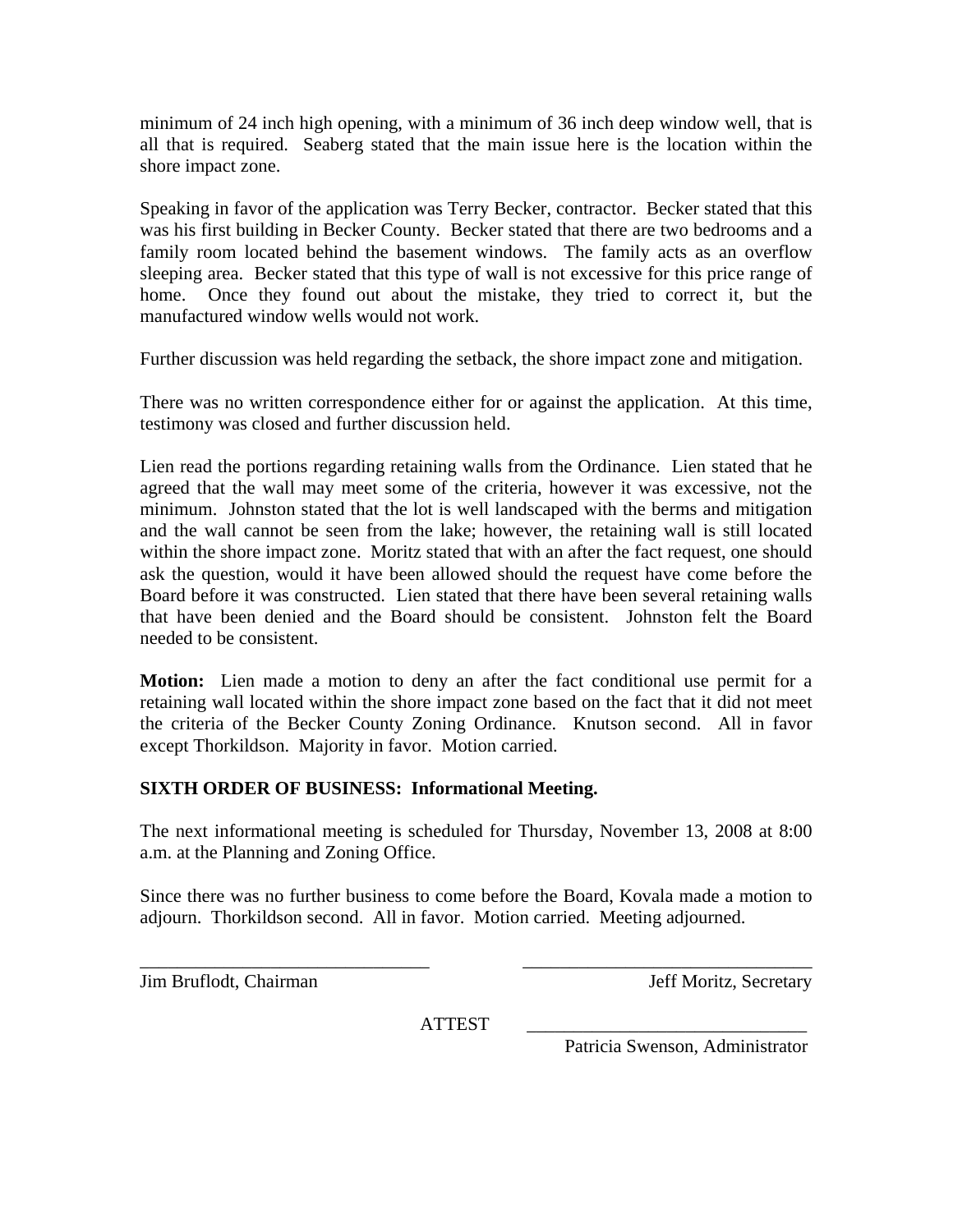minimum of 24 inch high opening, with a minimum of 36 inch deep window well, that is all that is required. Seaberg stated that the main issue here is the location within the shore impact zone.

Speaking in favor of the application was Terry Becker, contractor. Becker stated that this was his first building in Becker County. Becker stated that there are two bedrooms and a family room located behind the basement windows. The family acts as an overflow sleeping area. Becker stated that this type of wall is not excessive for this price range of home. Once they found out about the mistake, they tried to correct it, but the manufactured window wells would not work.

Further discussion was held regarding the setback, the shore impact zone and mitigation.

There was no written correspondence either for or against the application. At this time, testimony was closed and further discussion held.

Lien read the portions regarding retaining walls from the Ordinance. Lien stated that he agreed that the wall may meet some of the criteria, however it was excessive, not the minimum. Johnston stated that the lot is well landscaped with the berms and mitigation and the wall cannot be seen from the lake; however, the retaining wall is still located within the shore impact zone. Moritz stated that with an after the fact request, one should ask the question, would it have been allowed should the request have come before the Board before it was constructed. Lien stated that there have been several retaining walls that have been denied and the Board should be consistent. Johnston felt the Board needed to be consistent.

**Motion:** Lien made a motion to deny an after the fact conditional use permit for a retaining wall located within the shore impact zone based on the fact that it did not meet the criteria of the Becker County Zoning Ordinance. Knutson second. All in favor except Thorkildson. Majority in favor. Motion carried.

**SIXTH ORDER OF BUSINESS: Informational Meeting.**

The next informational meeting is scheduled for Thursday, November 13, 2008 at 8:00 a.m. at the Planning and Zoning Office.

Since there was no further business to come before the Board, Kovala made a motion to adjourn. Thorkildson second. All in favor. Motion carried. Meeting adjourned.

\_\_\_\_\_\_\_\_\_\_\_\_\_\_\_\_\_\_\_\_\_\_\_\_\_\_\_\_\_\_\_ \_\_\_\_\_\_\_\_\_\_\_\_\_\_\_\_\_\_\_\_\_\_\_\_\_\_\_\_\_\_\_

Jim Bruflodt, Chairman Jeff Moritz, Secretary

ATTEST \_\_\_\_\_\_\_\_\_\_\_\_\_\_\_\_\_\_\_\_\_\_\_\_\_\_\_\_\_\_

Patricia Swenson, Administrator